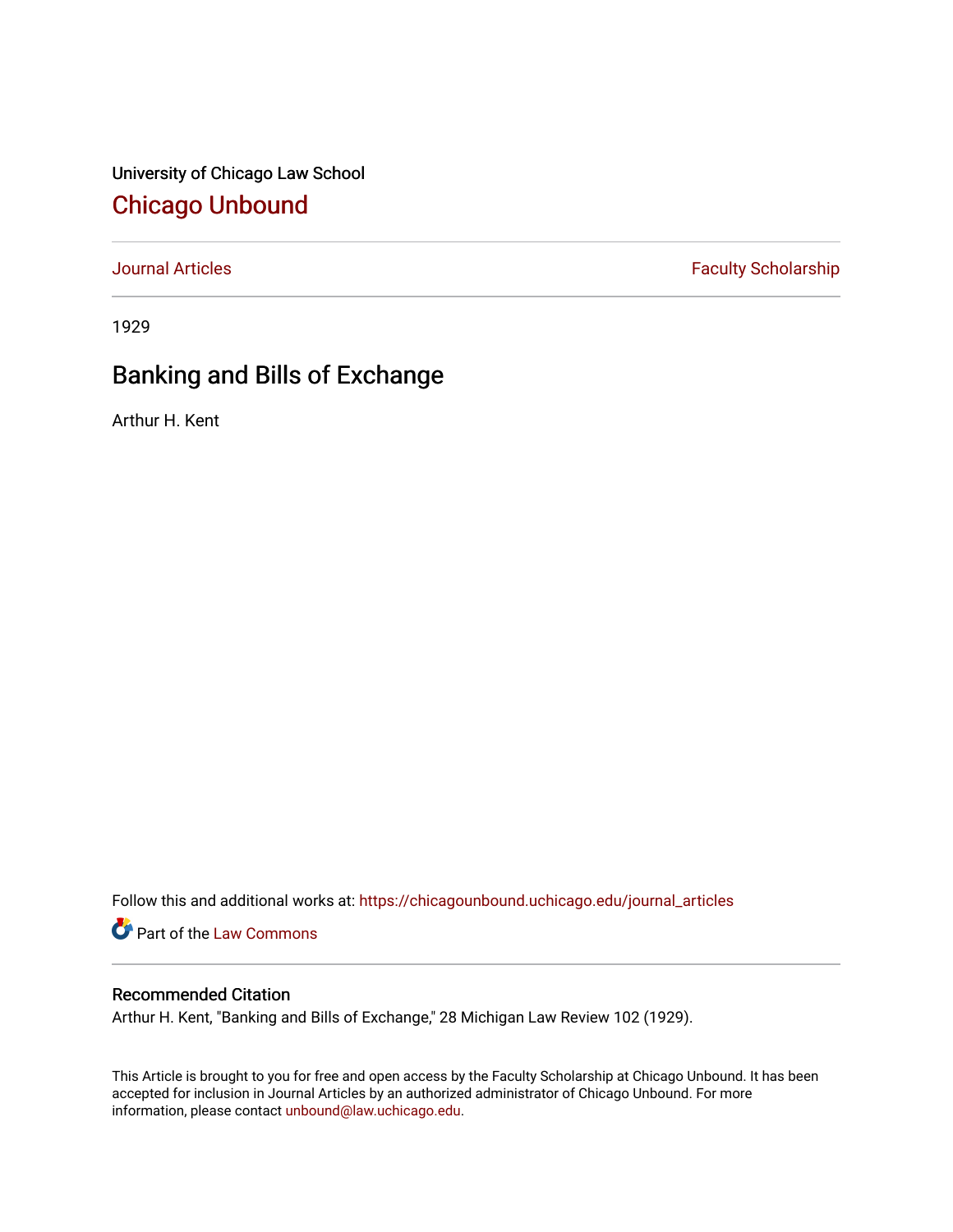University of Chicago Law School

# Chicago Unbound

Journal Articles | Faculty Scholarship

1929

## Banking and Bills of Exchange

Arthur H. Kent

Follow this and additional works at: https://chicagounbound.uchicago.edu/journal_articles

Part of the Law Commons

### Recommended Citation

Arthur H. Kent, "Banking and Bills of Exchange," 28 Michigan Law Review 102 (1929).

This Article is brought to you for free and open access by the Faculty Scholarship at Chicago Unbound. It has been accepted for inclusion in Journal Articles by an authorized administrator of Chicago Unbound. For more information, please contact unbound@law.uchicago.edu.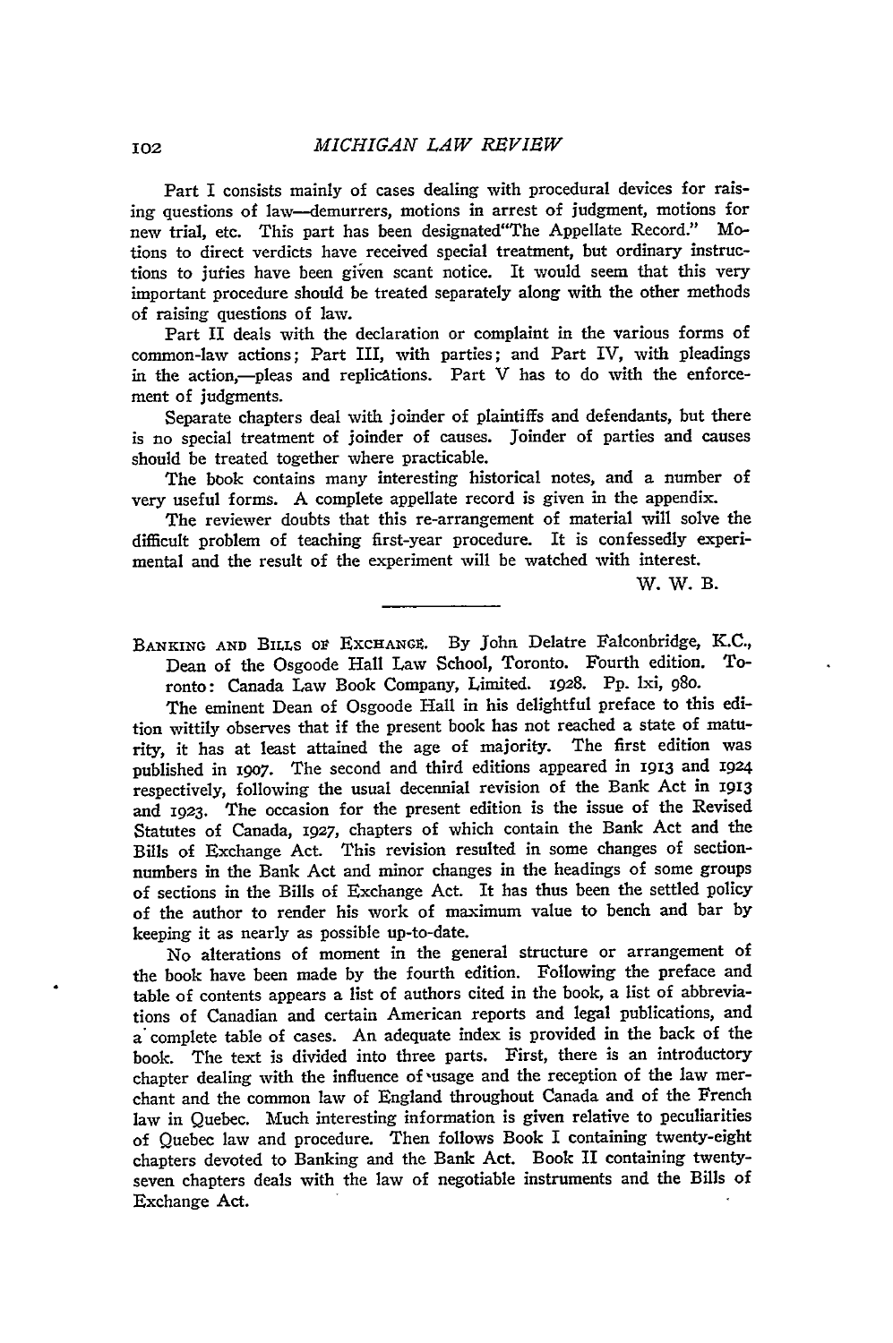Part I consists mainly of cases dealing with procedural devices for raising questions of law—demurrers, motions in arrest of judgment, motions for new trial, etc. This part has been designated "The Appellate Record." Motions to direct verdicts have received special treatment, but ordinary instructions to juries have been given scant notice. It would seem that this very important procedure should be treated separately along with the other methods of raising questions of law.

Part II deals with the declaration or complaint in the various forms of common-law actions; Part III, with parties; and Part IV, with pleadings in the action,—pleas and replications. Part V has to do with the enforcement of judgments.

Separate chapters deal with joinder of plaintiffs and defendants, but there is no special treatment of joinder of causes. Joinder of parties and causes should be treated together where practicable.

The book contains many interesting historical notes, and a number of very useful forms. A complete appellate record is given in the appendix.

The reviewer doubts that this re-arrangement of material will solve the difficult problem of teaching first-year procedure. It is confessedly experimental and the result of the experiment will be watched with interest.

W. W. B.

---

BANKING AND BILLS OF EXCHANGE. By John Delatre Falconbridge, K.C., Dean of the Osgoode Hall Law School, Toronto. Fourth edition. Toronto: Canada Law Book Company, Limited. 1928. Pp. lxi, 980.

The eminent Dean of Osgoode Hall in his delightful preface to this edition wittily observes that if the present book has not reached a state of maturity, it has at least attained the age of majority. The first edition was published in 1907. The second and third editions appeared in 1913 and 1924 respectively, following the usual decennial revision of the Bank Act in 1913 and 1923. The occasion for the present edition is the issue of the Revised Statutes of Canada, 1927, chapters of which contain the Bank Act and the Bills of Exchange Act. This revision resulted in some changes of section-numbers in the Bank Act and minor changes in the headings of some groups of sections in the Bills of Exchange Act. It has thus been the settled policy of the author to render his work of maximum value to bench and bar by keeping it as nearly as possible up-to-date.

No alterations of moment in the general structure or arrangement of the book have been made by the fourth edition. Following the preface and table of contents appears a list of authors cited in the book, a list of abbreviations of Canadian and certain American reports and legal publications, and a complete table of cases. An adequate index is provided in the back of the book. The text is divided into three parts. First, there is an introductory chapter dealing with the influence of usage and the reception of the law merchant and the common law of England throughout Canada and of the French law in Quebec. Much interesting information is given relative to peculiarities of Quebec law and procedure. Then follows Book I containing twenty-eight chapters devoted to Banking and the Bank Act. Book II containing twenty-seven chapters deals with the law of negotiable instruments and the Bills of Exchange Act.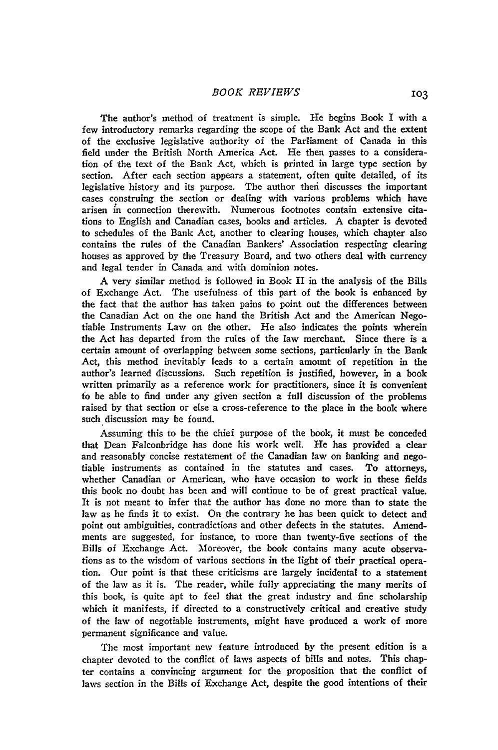The author's method of treatment is simple. He begins Book I with a few introductory remarks regarding the scope of the Bank Act and the extent of the exclusive legislative authority of the Parliament of Canada in this field under the British North America Act. He then passes to a consideration of the text of the Bank Act, which is printed in large type section by section. After each section appears a statement, often quite detailed, of its legislative history and its purpose. The author then discusses the important cases construing the section or dealing with various problems which have arisen in connection therewith. Numerous footnotes contain extensive citations to English and Canadian cases, books and articles. A chapter is devoted to schedules of the Bank Act, another to clearing houses, which chapter also contains the rules of the Canadian Bankers' Association respecting clearing houses as approved by the Treasury Board, and two others deal with currency and legal tender in Canada and with dominion notes.

A very similar method is followed in Book II in the analysis of the Bills of Exchange Act. The usefulness of this part of the book is enhanced by the fact that the author has taken pains to point out the differences between the Canadian Act on the one hand the British Act and the American Negotiable Instruments Law on the other. He also indicates the points wherein the Act has departed from the rules of the law merchant. Since there is a certain amount of overlapping between some sections, particularly in the Bank Act, this method inevitably leads to a certain amount of repetition in the author's learned discussions. Such repetition is justified, however, in a book written primarily as a reference work for practitioners, since it is convenient to be able to find under any given section a full discussion of the problems raised by that section or else a cross-reference to the place in the book where such discussion may be found.

Assuming this to be the chief purpose of the book, it must be conceded that Dean Falconbridge has done his work well. He has provided a clear and reasonably concise restatement of the Canadian law on banking and negotiable instruments as contained in the statutes and cases. To attorneys, whether Canadian or American, who have occasion to work in these fields this book no doubt has been and will continue to be of great practical value. It is not meant to infer that the author has done no more than to state the law as he finds it to exist. On the contrary he has been quick to detect and point out ambiguities, contradictions and other defects in the statutes. Amendments are suggested, for instance, to more than twenty-five sections of the Bills of Exchange Act. Moreover, the book contains many acute observations as to the wisdom of various sections in the light of their practical operation. Our point is that these criticisms are largely incidental to a statement of the law as it is. The reader, while fully appreciating the many merits of this book, is quite apt to feel that the great industry and fine scholarship which it manifests, if directed to a constructively critical and creative study of the law of negotiable instruments, might have produced a work of more permanent significance and value.

The most important new feature introduced by the present edition is a chapter devoted to the conflict of laws aspects of bills and notes. This chapter contains a convincing argument for the proposition that the conflict of laws section in the Bills of Exchange Act, despite the good intentions of their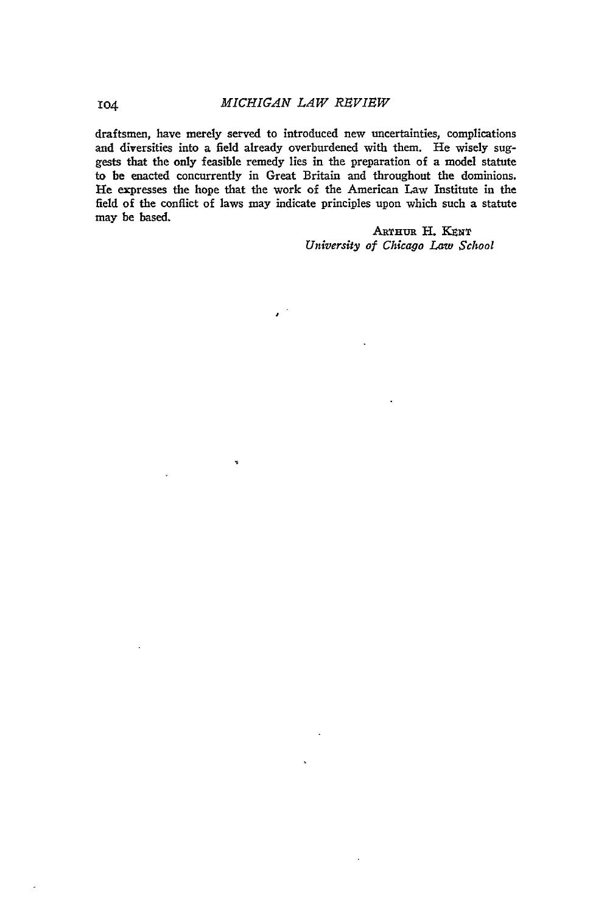draftsmen, have merely served to introduced new uncertainties, complications and diversities into a field already overburdened with them. He wisely suggests that the only feasible remedy lies in the preparation of a model statute to be enacted concurrently in Great Britain and throughout the dominions. He expresses the hope that the work of the American Law Institute in the field of the conflict of laws may indicate principles upon which such a statute may be based.

ARTHUR H. KENT
*University of Chicago Law School*